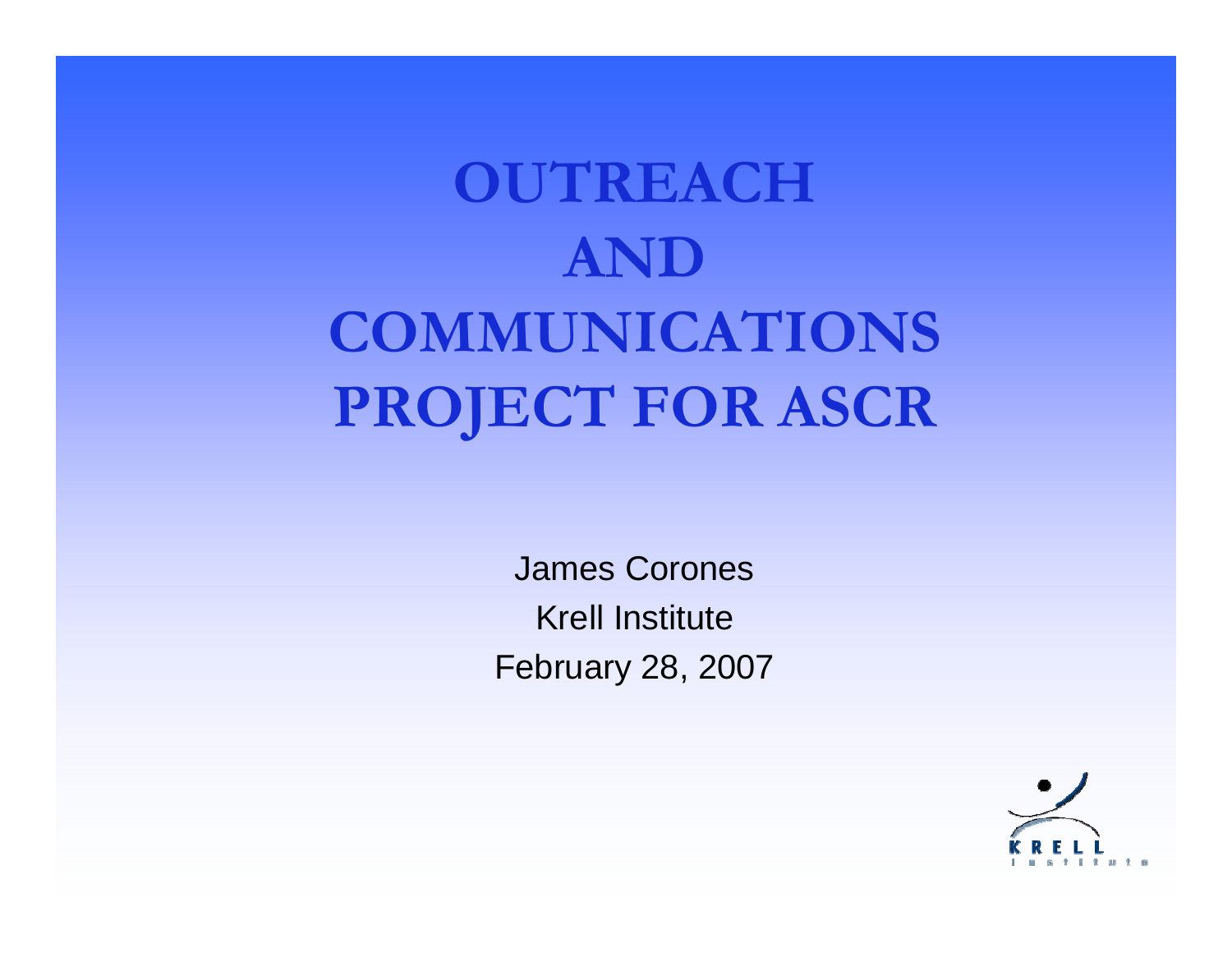# OUTREACH AND COMMUNICATIONS PROJECT FOR ASCR

James Corones

Krell Institute

February 28, 2007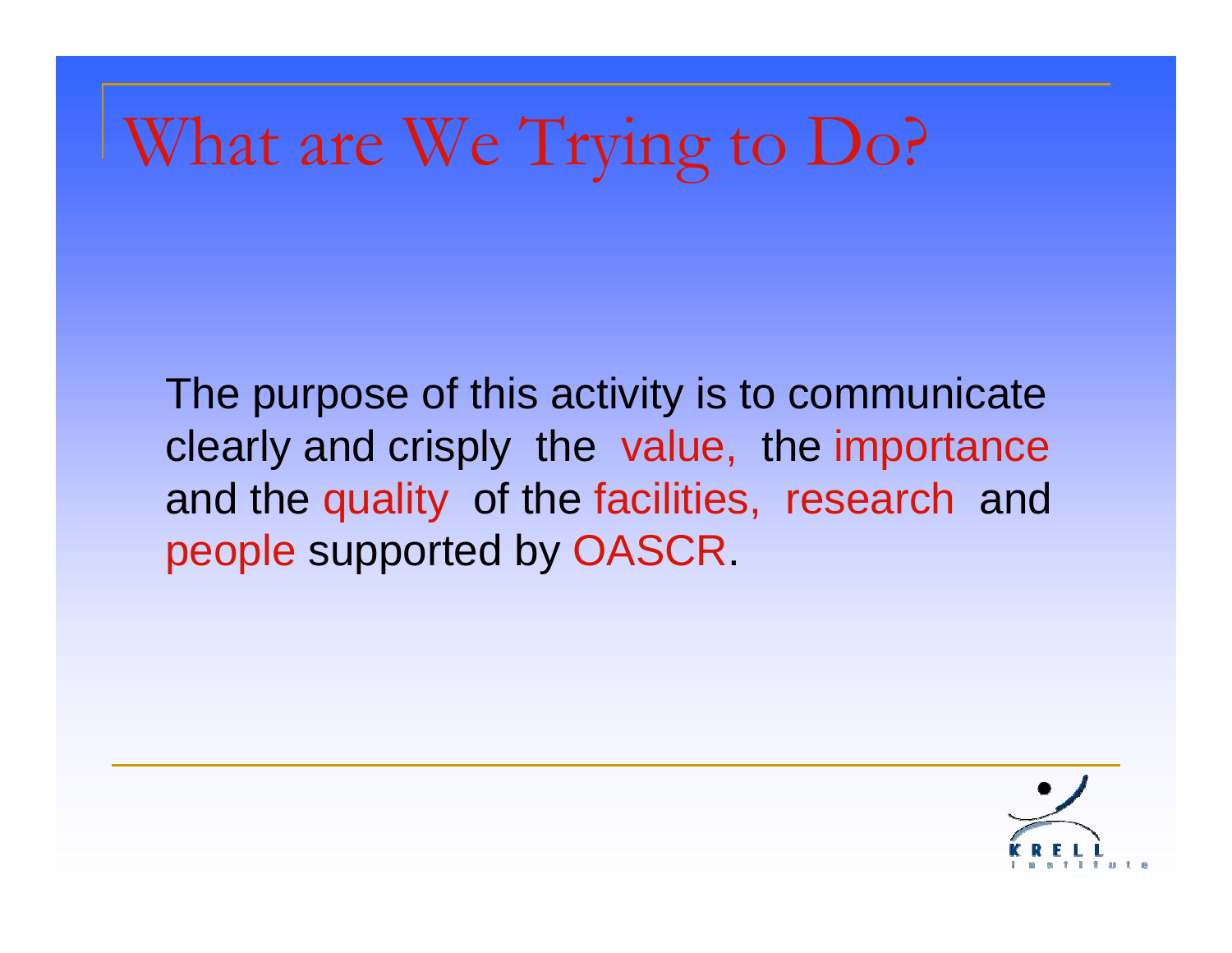# What are We Trying to Do?

The purpose of this activity is to communicate clearly and crisply the value, the importance and the quality of the facilities, research and people supported by OASCR.

KRELL Institute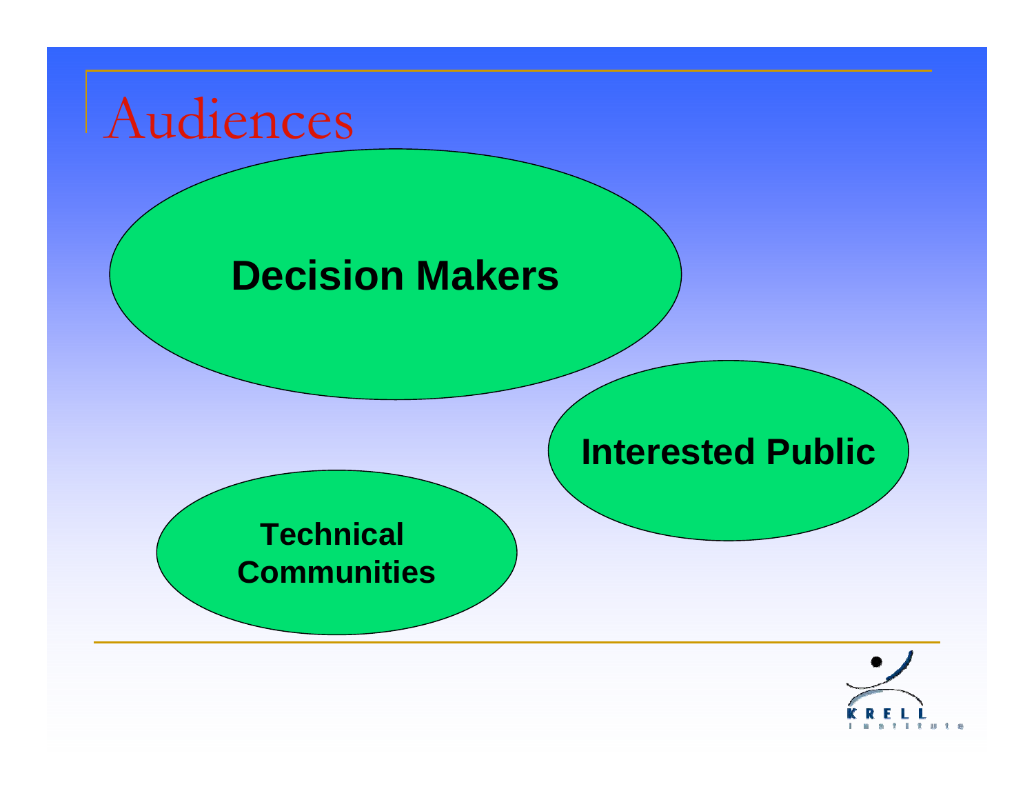# Audiences

- Decision Makers
- Interested Public
- Technical Communities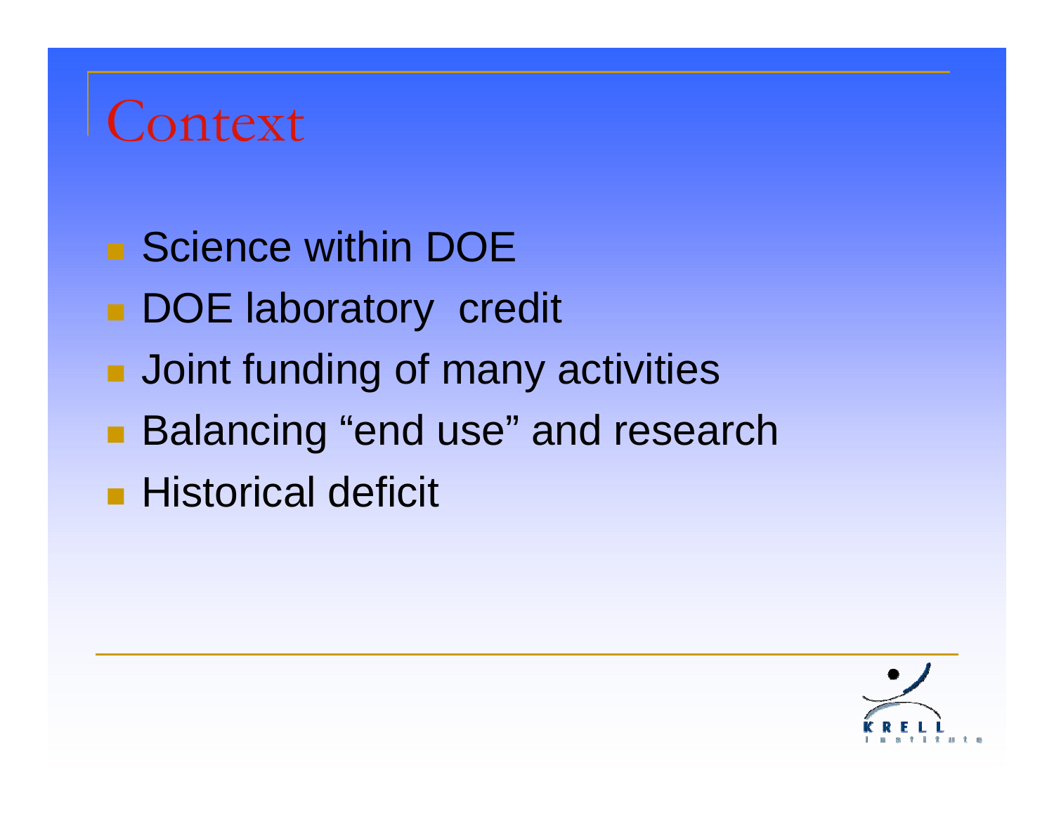# Context

- Science within DOE
- DOE laboratory credit
- Joint funding of many activities
- Balancing "end use" and research
- Historical deficit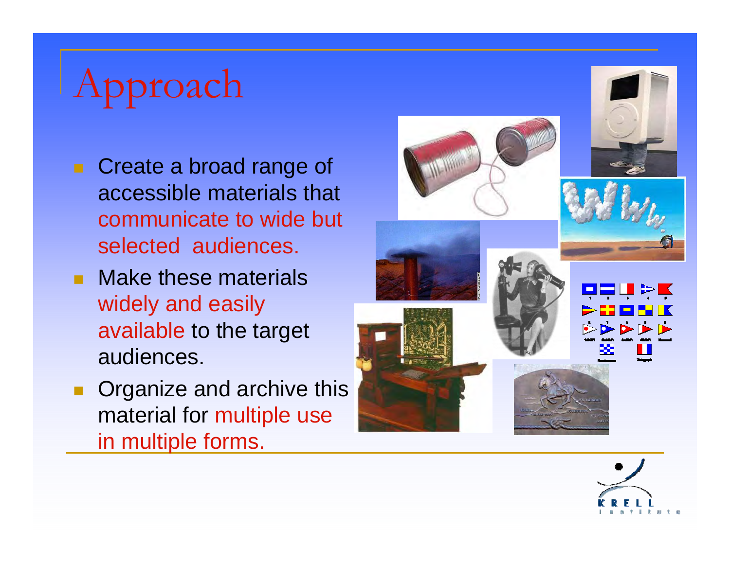# Approach

- Create a broad range of accessible materials that communicate to wide but selected audiences.
- Make these materials widely and easily available to the target audiences.
- Organize and archive this material for multiple use in multiple forms.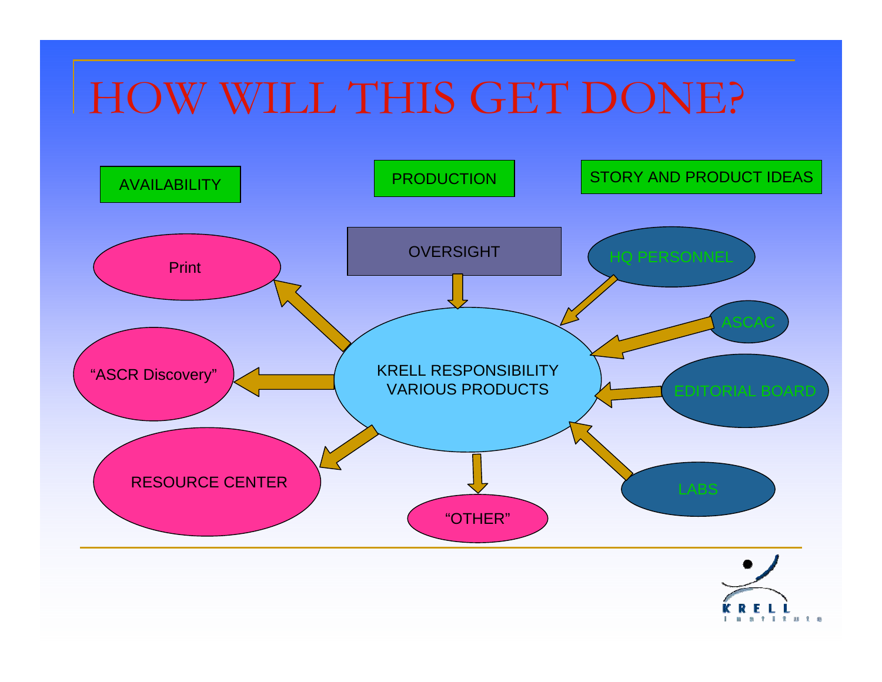# HOW WILL THIS GET DONE?

AVAILABILITY

PRODUCTION

STORY AND PRODUCT IDEAS

OVERSIGHT

Print

HQ PERSONNEL

ASCAC

"ASCR Discovery"

KRELL RESPONSIBILITY
VARIOUS PRODUCTS

EDITORIAL BOARD

RESOURCE CENTER

LABS

"OTHER"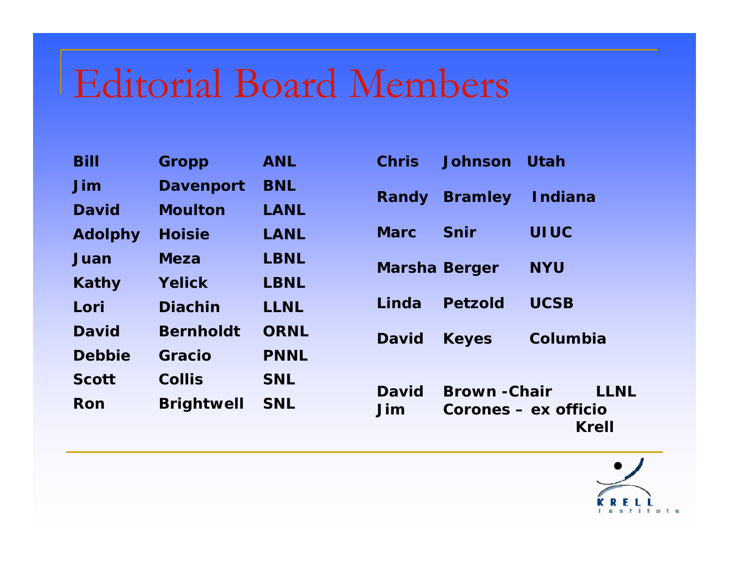# Editorial Board Members

| | | |
|---|---|---|
| **Bill** | **Gropp** | **ANL** |
| **Jim** | **Davenport** | **BNL** |
| **David** | **Moulton** | **LANL** |
| **Adolphy** | **Hoisie** | **LANL** |
| **Juan** | **Meza** | **LBNL** |
| **Kathy** | **Yelick** | **LBNL** |
| **Lori** | **Diachin** | **LLNL** |
| **David** | **Bernholdt** | **ORNL** |
| **Debbie** | **Gracio** | **PNNL** |
| **Scott** | **Collis** | **SNL** |
| **Ron** | **Brightwell** | **SNL** |

| | | |
|---|---|---|
| **Chris** | **Johnson** | **Utah** |
| **Randy** | **Bramley** | **Indiana** |
| **Marc** | **Snir** | **UIUC** |
| **Marsha** | **Berger** | **NYU** |
| **Linda** | **Petzold** | **UCSB** |
| **David** | **Keyes** | **Columbia** |

**David Brown -Chair LLNL**
**Jim Corones – ex officio Krell**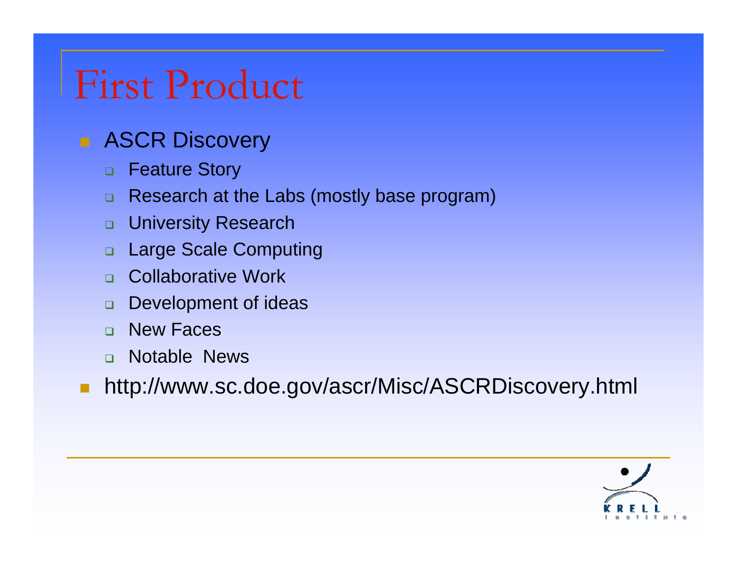# First Product

- ASCR Discovery
  - Feature Story
  - Research at the Labs (mostly base program)
  - University Research
  - Large Scale Computing
  - Collaborative Work
  - Development of ideas
  - New Faces
  - Notable News
- http://www.sc.doe.gov/ascr/Misc/ASCRDiscovery.html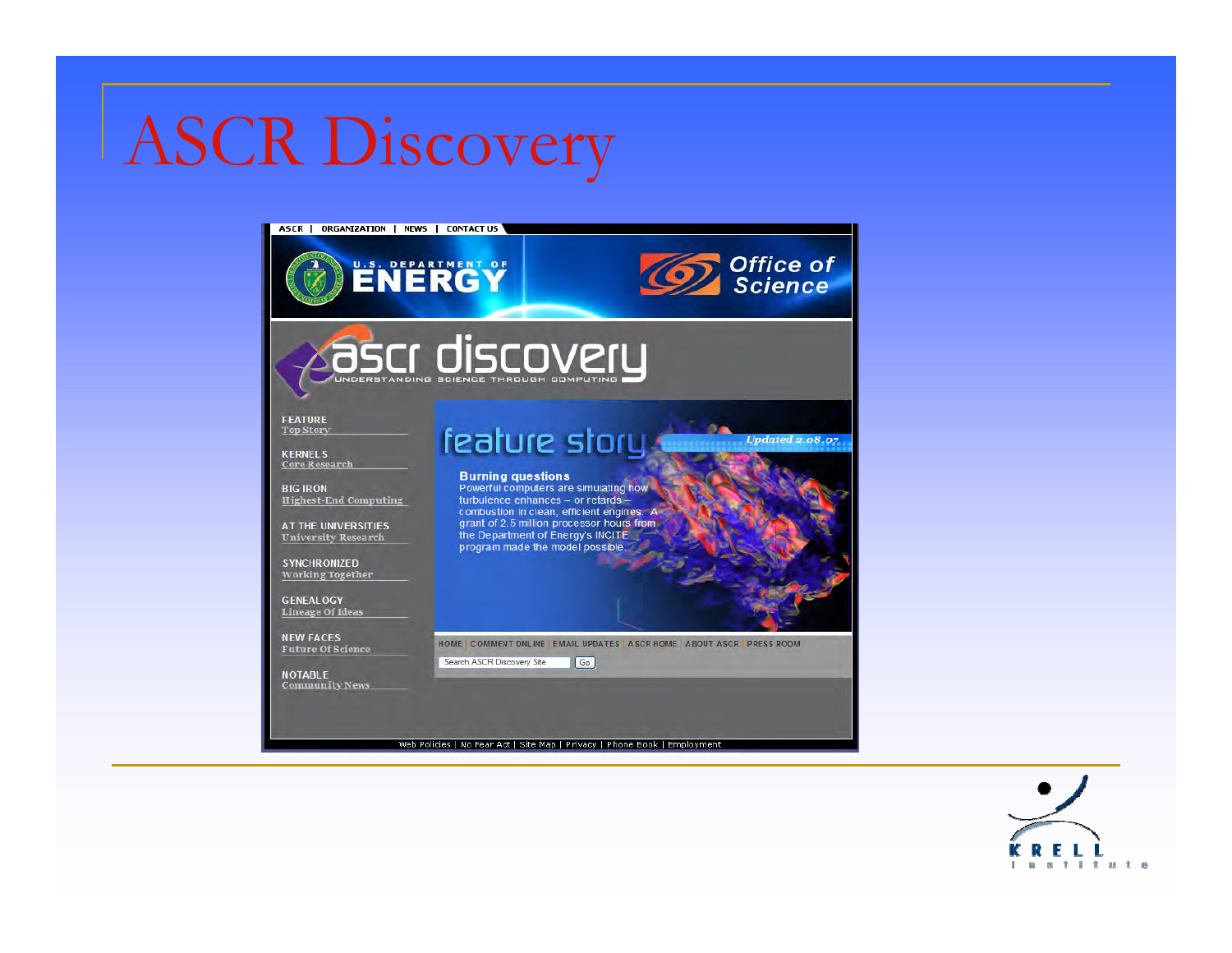# ASCR Discovery

ASCR | ORGANIZATION | NEWS | CONTACT US

U.S. DEPARTMENT OF ENERGY

Office of Science

ascr discovery

UNDERSTANDING SCIENCE THROUGH COMPUTING

FEATURE
Top Story

KERNELS
Core Research

BIG IRON
Highest-End Computing

AT THE UNIVERSITIES
University Research

SYNCHRONIZED
Working Together

GENEALOGY
Lineage Of Ideas

NEW FACES
Future Of Science

NOTABLE
Community News

feature story

Updated 2.08.07

**Burning questions**
Powerful computers are simulating how turbulence enhances – or retards – combustion in clean, efficient engines. A grant of 2.5 million processor hours from the Department of Energy's INCITE program made the model possible.

HOME | COMMENT ONLINE | EMAIL UPDATES | ASCR HOME | ABOUT ASCR | PRESS ROOM

Search ASCR Discovery Site | Go

Web Policies | No Fear Act | Site Map | Privacy | Phone Book | Employment

KRELL Institute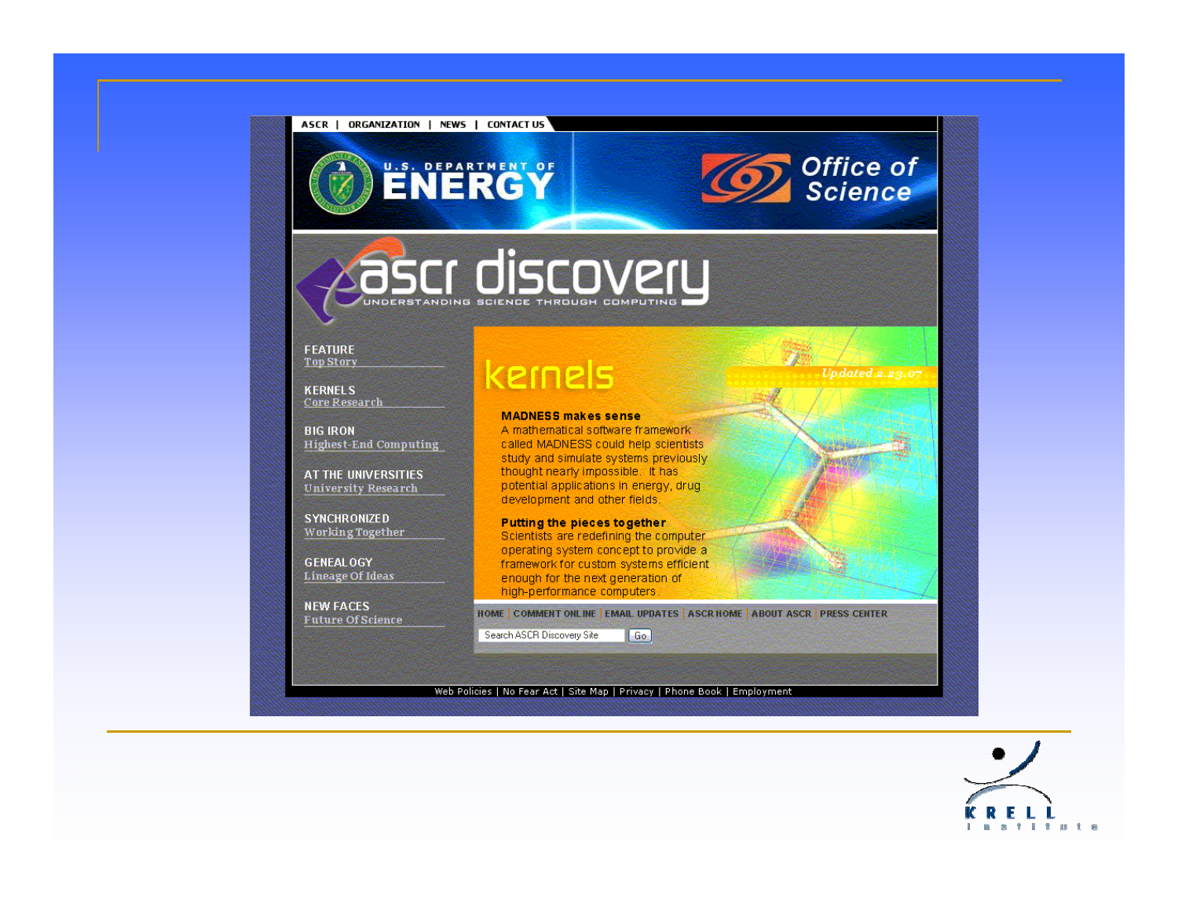ASCR | ORGANIZATION | NEWS | CONTACT US

U.S. DEPARTMENT OF ENERGY

Office of Science

# ascr discovery

UNDERSTANDING SCIENCE THROUGH COMPUTING

FEATURE
Top Story

KERNELS
Core Research

BIG IRON
Highest-End Computing

AT THE UNIVERSITIES
University Research

SYNCHRONIZED
Working Together

GENEALOGY
Lineage Of Ideas

NEW FACES
Future Of Science

## kernels

*Updated 2.23.07*

**MADNESS makes sense**
A mathematical software framework called MADNESS could help scientists study and simulate systems previously thought nearly impossible. It has potential applications in energy, drug development and other fields.

**Putting the pieces together**
Scientists are redefining the computer operating system concept to provide a framework for custom systems efficient enough for the next generation of high-performance computers.

HOME | COMMENT ONLINE | EMAIL UPDATES | ASCR HOME | ABOUT ASCR | PRESS CENTER

Search ASCR Discovery Site | Go

Web Policies | No Fear Act | Site Map | Privacy | Phone Book | Employment

KRELL institute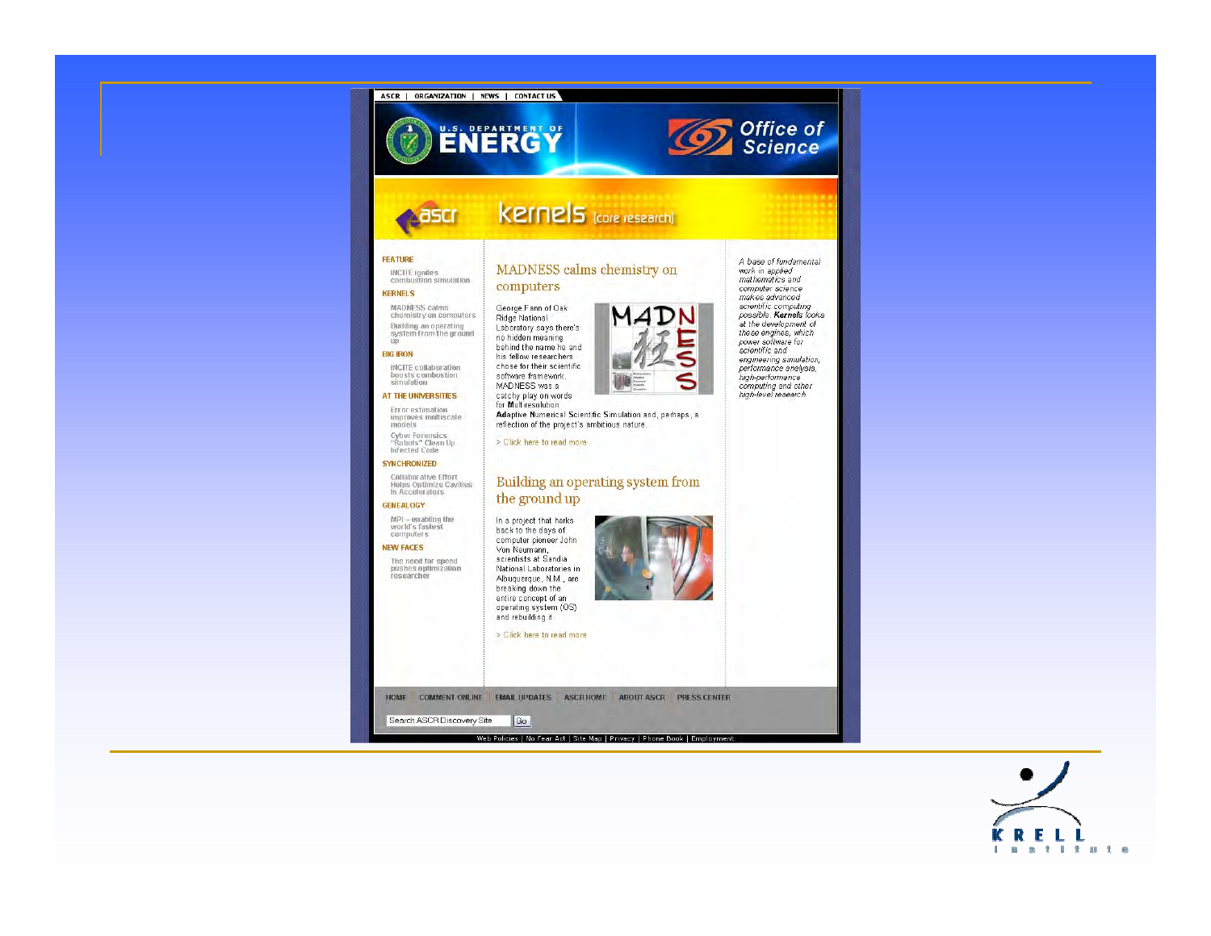ASCR | ORGANIZATION | NEWS | CONTACT US

U.S. DEPARTMENT OF ENERGY

Office of Science

ascr

# kernels [core research]

**FEATURE**

INCITE ignites combustion simulation

**KERNELS**

MADNESS calms chemistry on computers

Building an operating system from the ground up

**BIG IRON**

INCITE collaboration boosts combustion simulation

**AT THE UNIVERSITIES**

Error estimation improves multiscale models

Cyber Forensics "Robots" Clean Up Infected Code

**SYNCHRONIZED**

Collaborative Effort Helps Optimize Cavities In Accelerators

**GENEALOGY**

MPI – enabling the world's fastest computers

**NEW FACES**

The need for speed pushes optimization researcher

## MADNESS calms chemistry on computers

George Fann of Oak Ridge National Laboratory says there's no hidden meaning behind the name he and his fellow researchers chose for their scientific software framework. MADNESS was a catchy play on words for **M**ultiresolution **A**daptive **N**umerical **S**cientific **S**imulation and, perhaps, a reflection of the project's ambitious nature.

> Click here to read more

## Building an operating system from the ground up

In a project that harks back to the days of computer pioneer John Von Neumann, scientists at Sandia National Laboratories in Albuquerque, N.M., are breaking down the entire concept of an operating system (OS) and rebuilding it.

> Click here to read more

*A base of fundamental work in applied mathematics and computer science makes advanced scientific computing possible. **Kernels** looks at the development of these engines, which power software for scientific and engineering simulation, performance analysis, high-performance computing and other high-level research.*

HOME | COMMENT ONLINE | EMAIL UPDATES | ASCR HOME | ABOUT ASCR | PRESS CENTER

Search ASCR Discovery Site [Go]

Web Policies | No Fear Act | Site Map | Privacy | Phone Book | Employment

KRELL institute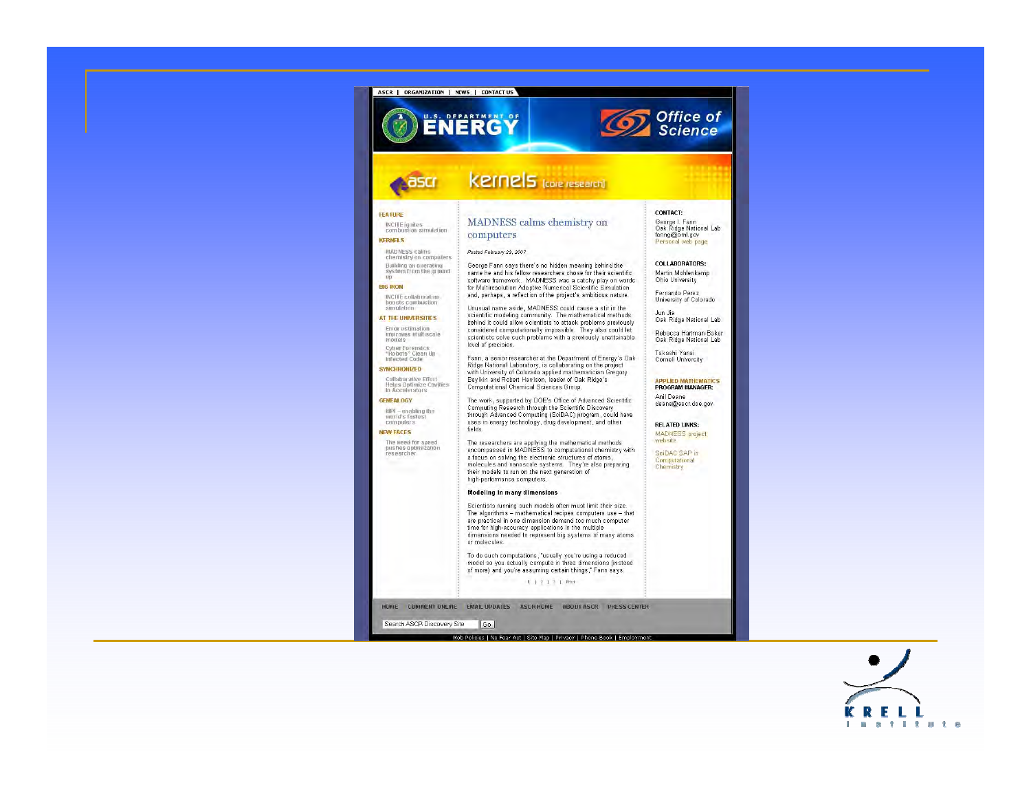ASCR | ORGANIZATION | NEWS | CONTACT US

U.S. DEPARTMENT OF ENERGY

Office of Science

ascr kernels [core research]

**FEATURE**

INCITE ignites combustion simulation

**KERNELS**

MADNESS calms chemistry on computers

Building an operating system from the ground up

**BIG IRON**

INCITE collaboration boosts combustion simulation

**AT THE UNIVERSITIES**

Error estimation improves multiscale models

Cyber Forensics "Robots" Clean Up Infected Code

**SYNCHRONIZED**

Collaborative Effort Helps Optimize Cavities in Accelerators

**GENEALOGY**

MPI – enabling the world's fastest computers

**NEW FACES**

The need for speed pushes optimization researcher

## MADNESS calms chemistry on computers

*Posted February 23, 2007*

George Fann says there's no hidden meaning behind the name he and his fellow researchers chose for their scientific software framework. MADNESS was a catchy play on words for Multiresolution Adaptive Numerical Scientific Simulation and, perhaps, a reflection of the project's ambitious nature.

Unusual name aside, MADNESS could cause a stir in the scientific modeling community. The mathematical methods behind it could allow scientists to attack problems previously considered computationally impossible. They also could let scientists solve such problems with a previously unattainable level of precision.

Fann, a senior researcher at the Department of Energy's Oak Ridge National Laboratory, is collaborating on the project with University of Colorado applied mathematician Gregory Beylkin and Robert Harrison, leader of Oak Ridge's Computational Chemical Sciences Group.

The work, supported by DOE's Office of Advanced Scientific Computing Research through the Scientific Discovery through Advanced Computing (SciDAC) program, could have uses in energy technology, drug development, and other fields.

The researchers are applying the mathematical methods encompassed in MADNESS to computational chemistry with a focus on solving the electronic structures of atoms, molecules and nanoscale systems. They're also preparing their models to run on the next generation of high-performance computers.

**Modeling in many dimensions**

Scientists running such models often must limit their size. The algorithms – mathematical recipes computers use – that are practical in one dimension demand too much computer time for high-accuracy applications in the multiple dimensions needed to represent big systems of many atoms or molecules.

To do such computations, "usually you're using a reduced model so you actually compute in three dimensions (instead of more) and you're assuming certain things," Fann says.

1 | 2 | 3 | Print

**CONTACT:**

George I. Fann
Oak Ridge National Lab
fanngi@ornl.gov
Personal web page

**COLLABORATORS:**

Martin Mohlenkamp
Ohio University

Fernando Perez
University of Colorado

Jun Jia
Oak Ridge National Lab

Rebecca Hartman-Baker
Oak Ridge National Lab

Takeshi Yanai
Cornell University

**APPLIED MATHEMATICS PROGRAM MANAGER:**

Anil Deane
deane@ascr.doe.gov

**RELATED LINKS:**

MADNESS project website

SciDAC SAP in Computational Chemistry

HOME | COMMENT ONLINE | EMAIL UPDATES | ASCR HOME | ABOUT ASCR | PRESS CENTER

Search ASCR Discovery Site | Go

Web Policies | No Fear Act | Site Map | Privacy | Phone Book | Employment

KRELL institute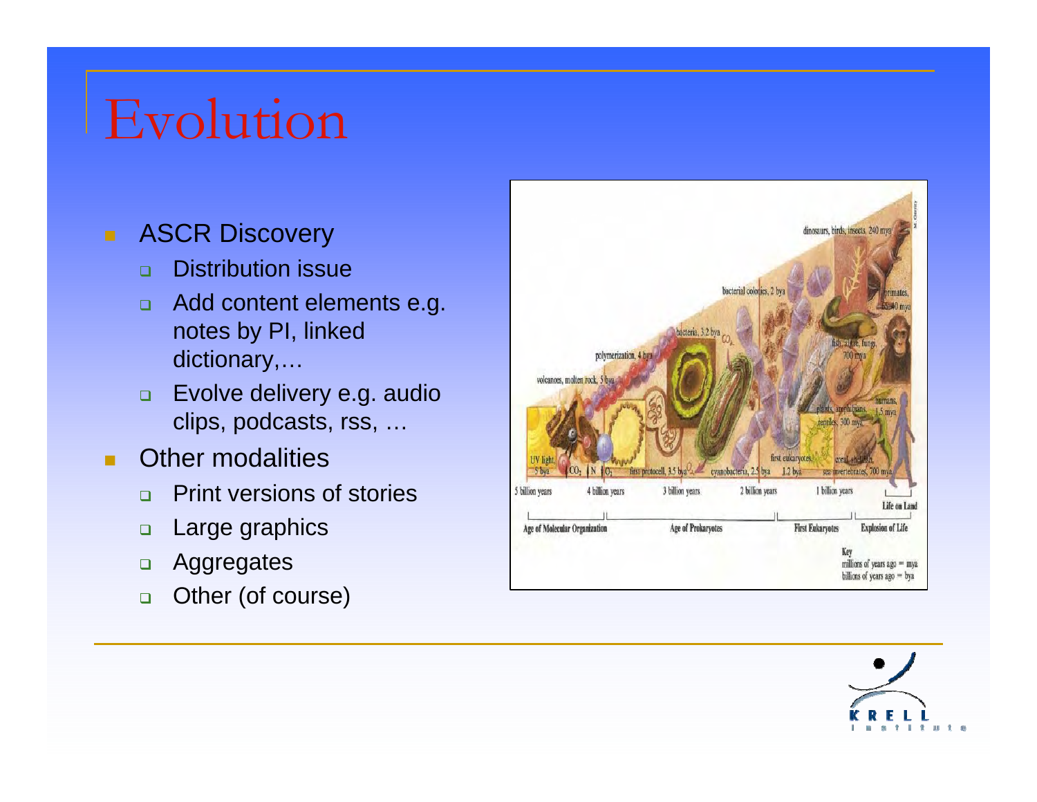# Evolution

- ASCR Discovery
  - Distribution issue
  - Add content elements e.g. notes by PI, linked dictionary,…
  - Evolve delivery e.g. audio clips, podcasts, rss, …
- Other modalities
  - Print versions of stories
  - Large graphics
  - Aggregates
  - Other (of course)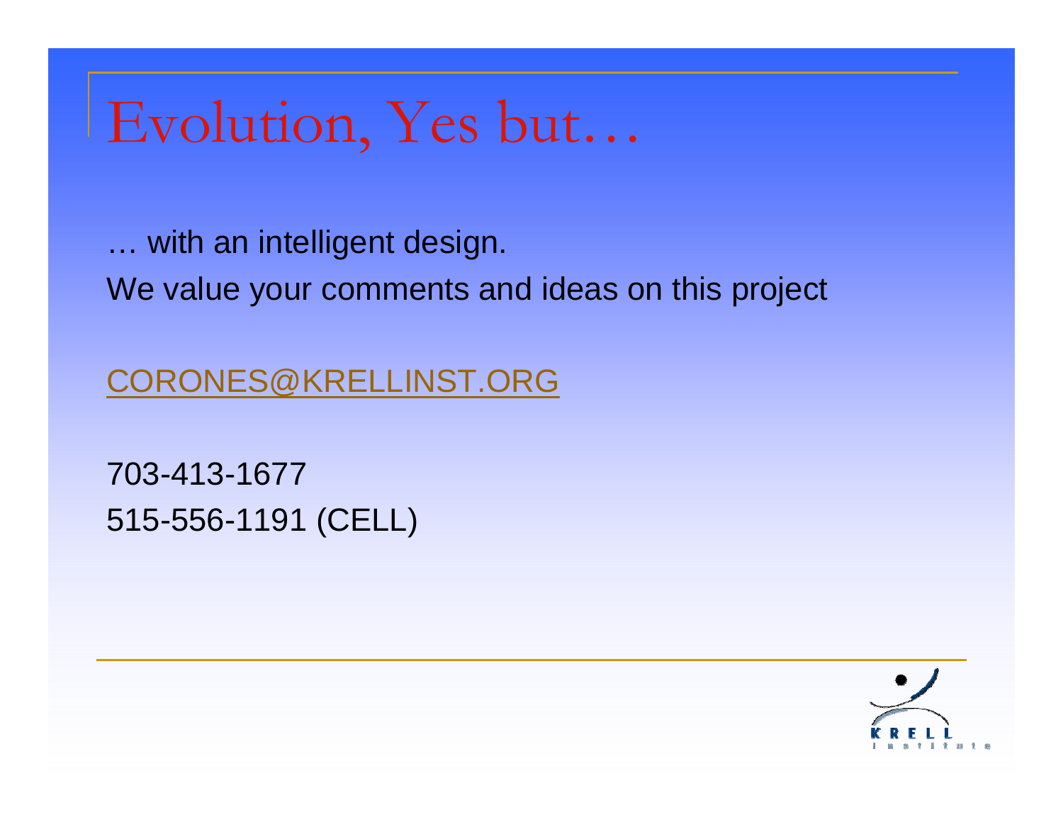# Evolution, Yes but…

… with an intelligent design.

We value your comments and ideas on this project

CORONES@KRELLINST.ORG

703-413-1677

515-556-1191 (CELL)

KRELL institute